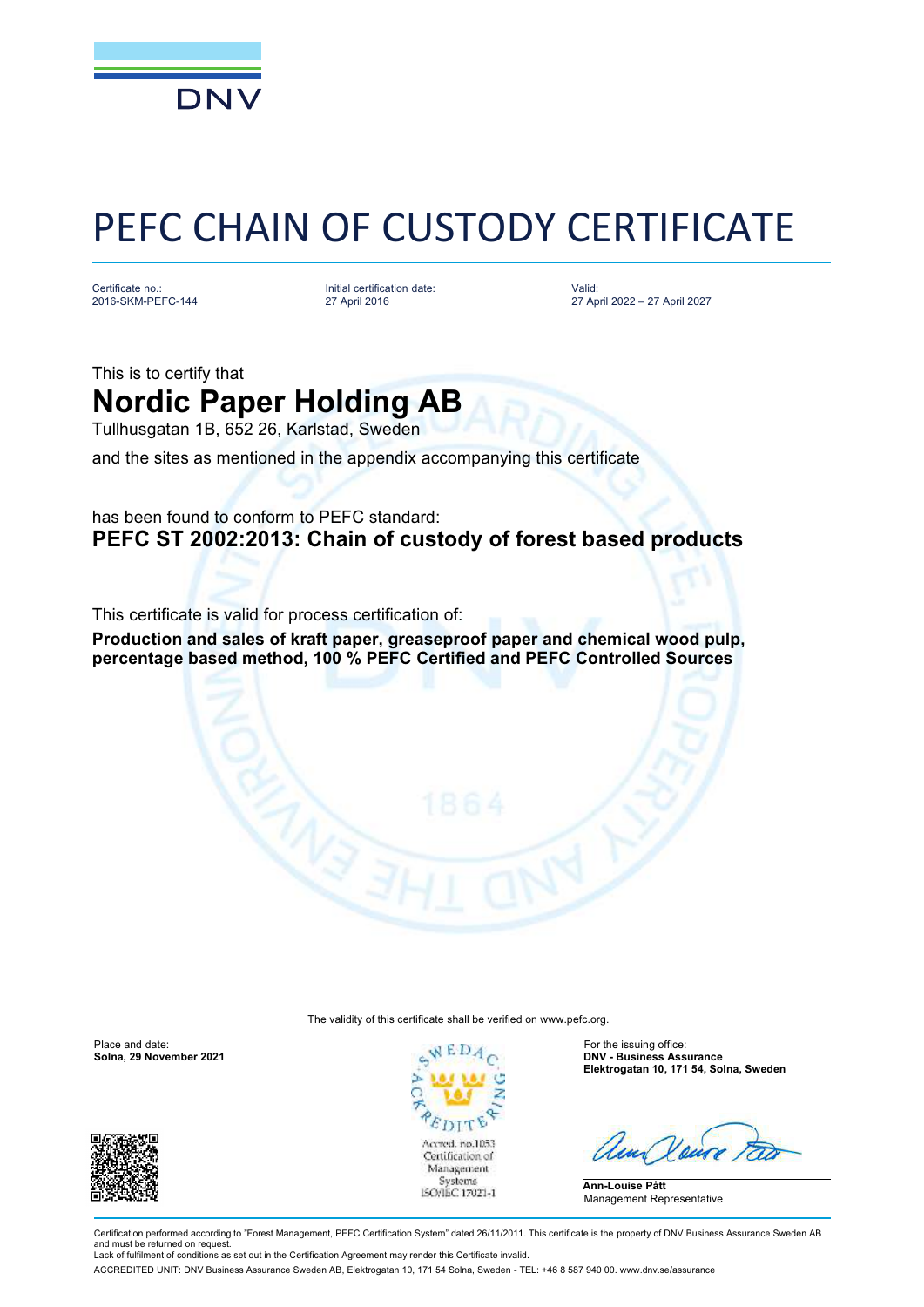# PEFC CHAIN OF CUSTODY CERTIFICATE

| Certificate no.: | Initial certification date: | Valid: |
| --- | --- | --- |
| 2016-SKM-PEFC-144 | 27 April 2016 | 27 April 2022 – 27 April 2027 |

This is to certify that

## Nordic Paper Holding AB

Tullhusgatan 1B, 652 26, Karlstad, Sweden

and the sites as mentioned in the appendix accompanying this certificate

has been found to conform to PEFC standard:

**PEFC ST 2002:2013: Chain of custody of forest based products**

This certificate is valid for process certification of:

**Production and sales of kraft paper, greaseproof paper and chemical wood pulp, percentage based method, 100 % PEFC Certified and PEFC Controlled Sources**

The validity of this certificate shall be verified on www.pefc.org.

Place and date:
**Solna, 29 November 2021**

Accred. no.1053
Certification of
Management
Systems
ISO/IEC 17021-1

For the issuing office:
**DNV - Business Assurance**
**Elektrogatan 10, 171 54, Solna, Sweden**

**Ann-Louise Pått**
Management Representative

Certification performed according to "Forest Management, PEFC Certification System" dated 26/11/2011. This certificate is the property of DNV Business Assurance Sweden AB and must be returned on request.
Lack of fulfilment of conditions as set out in the Certification Agreement may render this Certificate invalid.

ACCREDITED UNIT: DNV Business Assurance Sweden AB, Elektrogatan 10, 171 54 Solna, Sweden - TEL: +46 8 587 940 00. www.dnv.se/assurance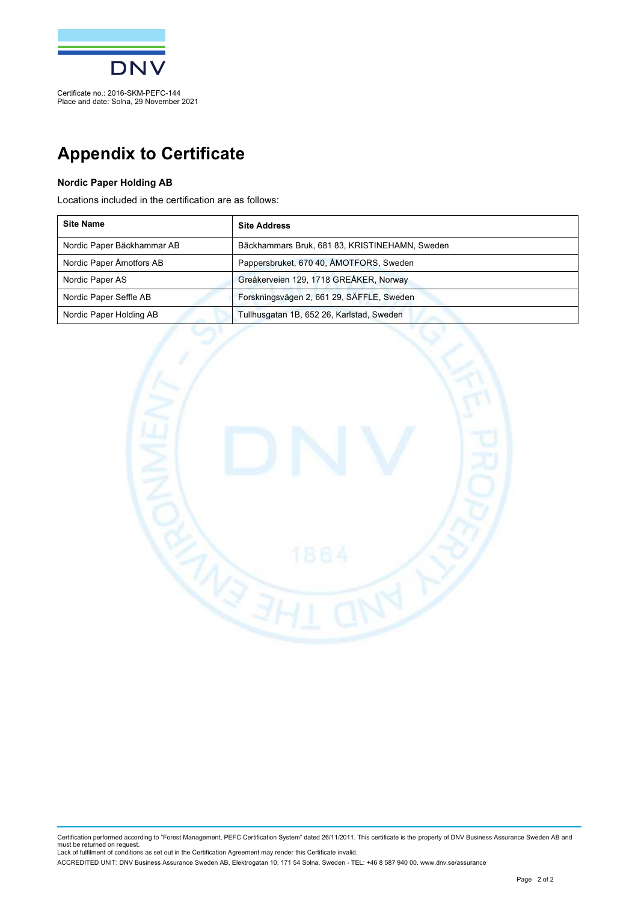Certificate no.: 2016-SKM-PEFC-144
Place and date: Solna, 29 November 2021

# Appendix to Certificate

**Nordic Paper Holding AB**

Locations included in the certification are as follows:

| Site Name | Site Address |
|---|---|
| Nordic Paper Bäckhammar AB | Bäckhammars Bruk, 681 83, KRISTINEHAMN, Sweden |
| Nordic Paper Åmotfors AB | Pappersbruket, 670 40, ÅMOTFORS, Sweden |
| Nordic Paper AS | Greåkerveien 129, 1718 GREÅKER, Norway |
| Nordic Paper Seffle AB | Forskningsvägen 2, 661 29, SÄFFLE, Sweden |
| Nordic Paper Holding AB | Tullhusgatan 1B, 652 26, Karlstad, Sweden |

Certification performed according to "Forest Management, PEFC Certification System" dated 26/11/2011. This certificate is the property of DNV Business Assurance Sweden AB and must be returned on request.
Lack of fulfilment of conditions as set out in the Certification Agreement may render this Certificate invalid.

ACCREDITED UNIT: DNV Business Assurance Sweden AB, Elektrogatan 10, 171 54 Solna, Sweden - TEL: +46 8 587 940 00. www.dnv.se/assurance